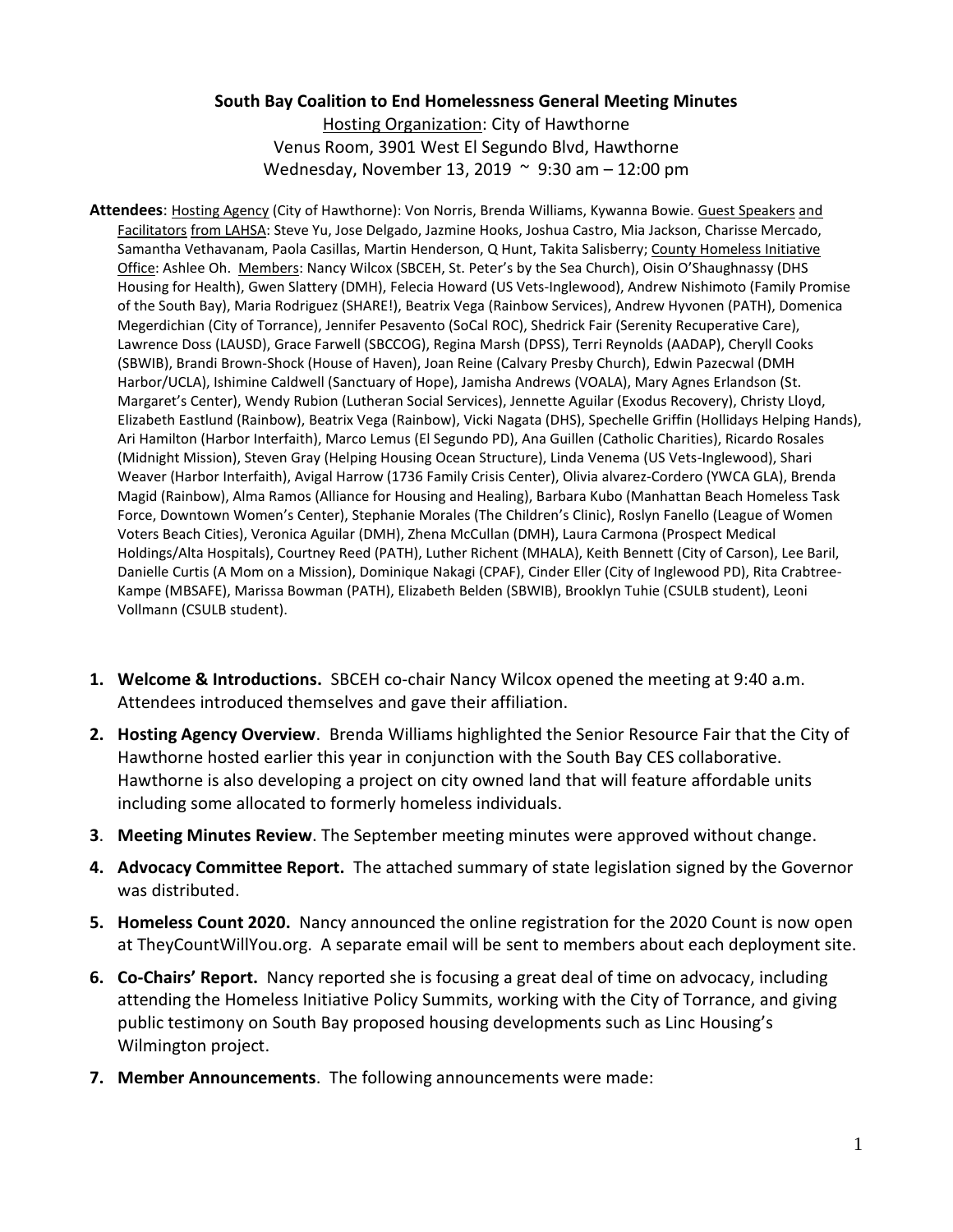**South Bay Coalition to End Homelessness General Meeting Minutes**

Hosting Organization: City of Hawthorne

Venus Room, 3901 West El Segundo Blvd, Hawthorne

Wednesday, November 13, 2019 ~ 9:30 am – 12:00 pm

**Attendees**: Hosting Agency (City of Hawthorne): Von Norris, Brenda Williams, Kywanna Bowie. Guest Speakers and Facilitators from LAHSA: Steve Yu, Jose Delgado, Jazmine Hooks, Joshua Castro, Mia Jackson, Charisse Mercado, Samantha Vethavanam, Paola Casillas, Martin Henderson, Q Hunt, Takita Salisberry; County Homeless Initiative Office: Ashlee Oh. Members: Nancy Wilcox (SBCEH, St. Peter's by the Sea Church), Oisin O'Shaughnassy (DHS Housing for Health), Gwen Slattery (DMH), Felecia Howard (US Vets-Inglewood), Andrew Nishimoto (Family Promise of the South Bay), Maria Rodriguez (SHARE!), Beatrix Vega (Rainbow Services), Andrew Hyvonen (PATH), Domenica Megerdichian (City of Torrance), Jennifer Pesavento (SoCal ROC), Shedrick Fair (Serenity Recuperative Care), Lawrence Doss (LAUSD), Grace Farwell (SBCCOG), Regina Marsh (DPSS), Terri Reynolds (AADAP), Cheryll Cooks (SBWIB), Brandi Brown-Shock (House of Haven), Joan Reine (Calvary Presby Church), Edwin Pazecwal (DMH Harbor/UCLA), Ishimine Caldwell (Sanctuary of Hope), Jamisha Andrews (VOALA), Mary Agnes Erlandson (St. Margaret's Center), Wendy Rubion (Lutheran Social Services), Jennette Aguilar (Exodus Recovery), Christy Lloyd, Elizabeth Eastlund (Rainbow), Beatrix Vega (Rainbow), Vicki Nagata (DHS), Spechelle Griffin (Hollidays Helping Hands), Ari Hamilton (Harbor Interfaith), Marco Lemus (El Segundo PD), Ana Guillen (Catholic Charities), Ricardo Rosales (Midnight Mission), Steven Gray (Helping Housing Ocean Structure), Linda Venema (US Vets-Inglewood), Shari Weaver (Harbor Interfaith), Avigal Harrow (1736 Family Crisis Center), Olivia alvarez-Cordero (YWCA GLA), Brenda Magid (Rainbow), Alma Ramos (Alliance for Housing and Healing), Barbara Kubo (Manhattan Beach Homeless Task Force, Downtown Women's Center), Stephanie Morales (The Children's Clinic), Roslyn Fanello (League of Women Voters Beach Cities), Veronica Aguilar (DMH), Zhena McCullan (DMH), Laura Carmona (Prospect Medical Holdings/Alta Hospitals), Courtney Reed (PATH), Luther Richent (MHALA), Keith Bennett (City of Carson), Lee Baril, Danielle Curtis (A Mom on a Mission), Dominique Nakagi (CPAF), Cinder Eller (City of Inglewood PD), Rita Crabtree-Kampe (MBSAFE), Marissa Bowman (PATH), Elizabeth Belden (SBWIB), Brooklyn Tuhie (CSULB student), Leoni Vollmann (CSULB student).

1. **Welcome & Introductions.** SBCEH co-chair Nancy Wilcox opened the meeting at 9:40 a.m. Attendees introduced themselves and gave their affiliation.
2. **Hosting Agency Overview**. Brenda Williams highlighted the Senior Resource Fair that the City of Hawthorne hosted earlier this year in conjunction with the South Bay CES collaborative. Hawthorne is also developing a project on city owned land that will feature affordable units including some allocated to formerly homeless individuals.
3. **Meeting Minutes Review**. The September meeting minutes were approved without change.
4. **Advocacy Committee Report.** The attached summary of state legislation signed by the Governor was distributed.
5. **Homeless Count 2020.** Nancy announced the online registration for the 2020 Count is now open at TheyCountWillYou.org. A separate email will be sent to members about each deployment site.
6. **Co-Chairs' Report.** Nancy reported she is focusing a great deal of time on advocacy, including attending the Homeless Initiative Policy Summits, working with the City of Torrance, and giving public testimony on South Bay proposed housing developments such as Linc Housing's Wilmington project.
7. **Member Announcements**. The following announcements were made: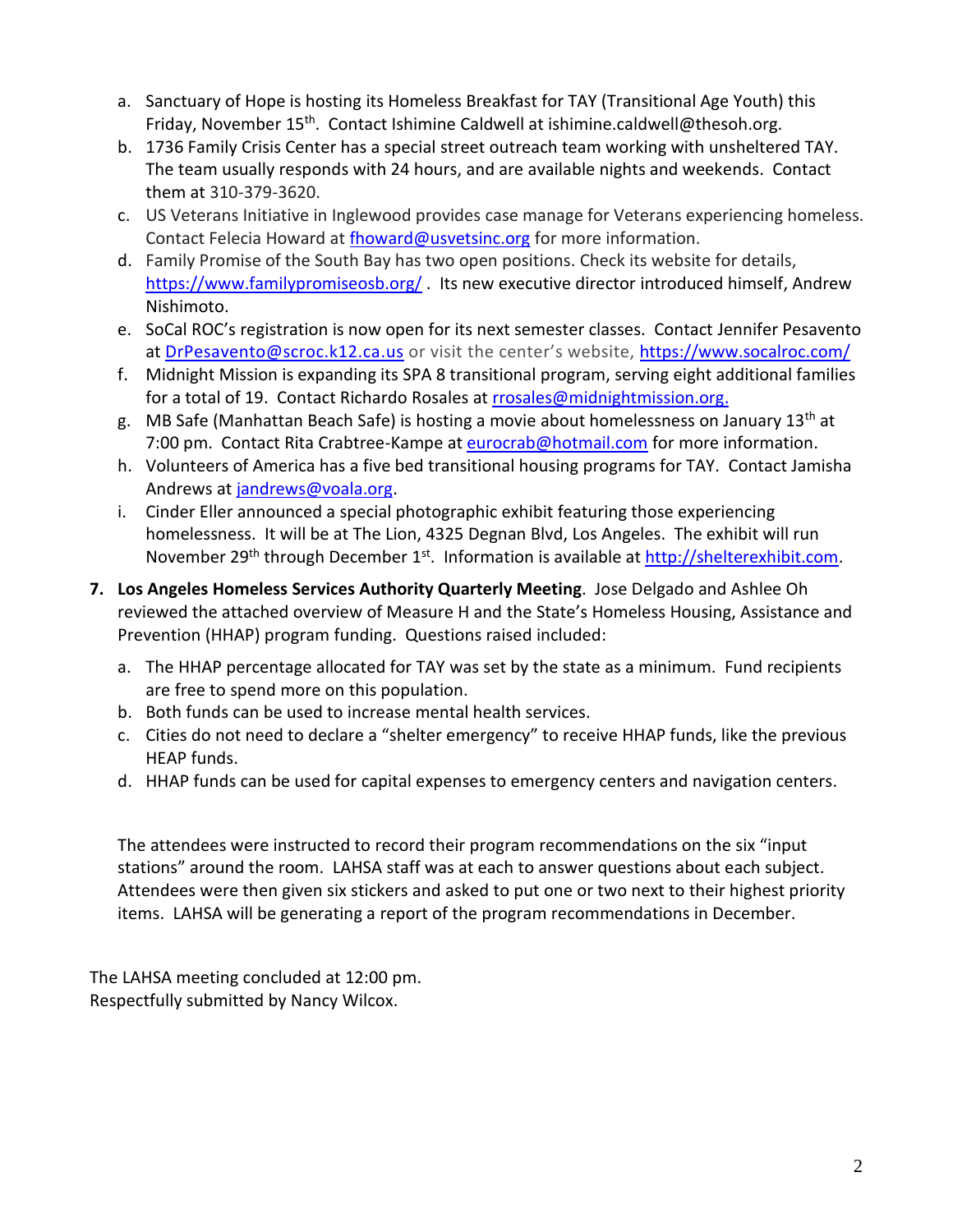a. Sanctuary of Hope is hosting its Homeless Breakfast for TAY (Transitional Age Youth) this Friday, November 15th. Contact Ishimine Caldwell at ishimine.caldwell@thesoh.org.
b. 1736 Family Crisis Center has a special street outreach team working with unsheltered TAY. The team usually responds with 24 hours, and are available nights and weekends. Contact them at 310-379-3620.
c. US Veterans Initiative in Inglewood provides case manage for Veterans experiencing homeless. Contact Felecia Howard at fhoward@usvetsinc.org for more information.
d. Family Promise of the South Bay has two open positions. Check its website for details, https://www.familypromiseosb.org/ . Its new executive director introduced himself, Andrew Nishimoto.
e. SoCal ROC's registration is now open for its next semester classes. Contact Jennifer Pesavento at DrPesavento@scroc.k12.ca.us or visit the center's website, https://www.socalroc.com/
f. Midnight Mission is expanding its SPA 8 transitional program, serving eight additional families for a total of 19. Contact Richardo Rosales at rrosales@midnightmission.org.
g. MB Safe (Manhattan Beach Safe) is hosting a movie about homelessness on January 13th at 7:00 pm. Contact Rita Crabtree-Kampe at eurocrab@hotmail.com for more information.
h. Volunteers of America has a five bed transitional housing programs for TAY. Contact Jamisha Andrews at jandrews@voala.org.
i. Cinder Eller announced a special photographic exhibit featuring those experiencing homelessness. It will be at The Lion, 4325 Degnan Blvd, Los Angeles. The exhibit will run November 29th through December 1st. Information is available at http://shelterexhibit.com.

7. **Los Angeles Homeless Services Authority Quarterly Meeting**. Jose Delgado and Ashlee Oh reviewed the attached overview of Measure H and the State's Homeless Housing, Assistance and Prevention (HHAP) program funding. Questions raised included:

   a. The HHAP percentage allocated for TAY was set by the state as a minimum. Fund recipients are free to spend more on this population.
   b. Both funds can be used to increase mental health services.
   c. Cities do not need to declare a "shelter emergency" to receive HHAP funds, like the previous HEAP funds.
   d. HHAP funds can be used for capital expenses to emergency centers and navigation centers.

   The attendees were instructed to record their program recommendations on the six "input stations" around the room. LAHSA staff was at each to answer questions about each subject. Attendees were then given six stickers and asked to put one or two next to their highest priority items. LAHSA will be generating a report of the program recommendations in December.

The LAHSA meeting concluded at 12:00 pm.
Respectfully submitted by Nancy Wilcox.